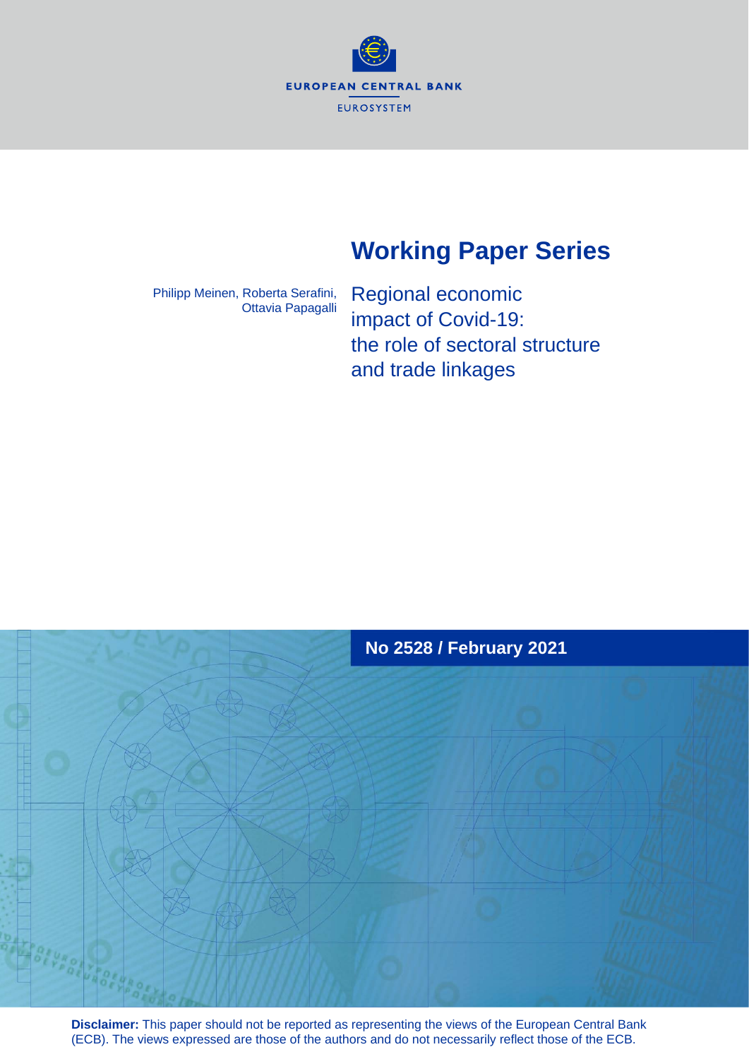EUROPEAN CENTRAL BANK

EUROSYSTEM

# Working Paper Series

Philipp Meinen, Roberta Serafini, Ottavia Papagalli

## Regional economic impact of Covid-19: the role of sectoral structure and trade linkages

**No 2528 / February 2021**

**Disclaimer:** This paper should not be reported as representing the views of the European Central Bank (ECB). The views expressed are those of the authors and do not necessarily reflect those of the ECB.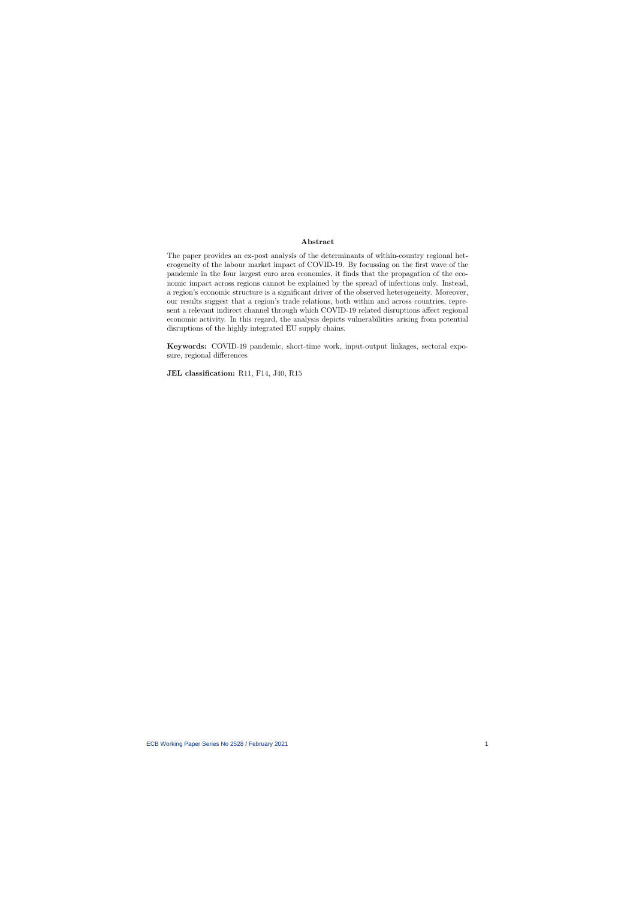## Abstract

The paper provides an ex-post analysis of the determinants of within-country regional heterogeneity of the labour market impact of COVID-19. By focussing on the first wave of the pandemic in the four largest euro area economies, it finds that the propagation of the economic impact across regions cannot be explained by the spread of infections only. Instead, a region's economic structure is a significant driver of the observed heterogeneity. Moreover, our results suggest that a region's trade relations, both within and across countries, represent a relevant indirect channel through which COVID-19 related disruptions affect regional economic activity. In this regard, the analysis depicts vulnerabilities arising from potential disruptions of the highly integrated EU supply chains.

**Keywords:** COVID-19 pandemic, short-time work, input-output linkages, sectoral exposure, regional differences

**JEL classification:** R11, F14, J40, R15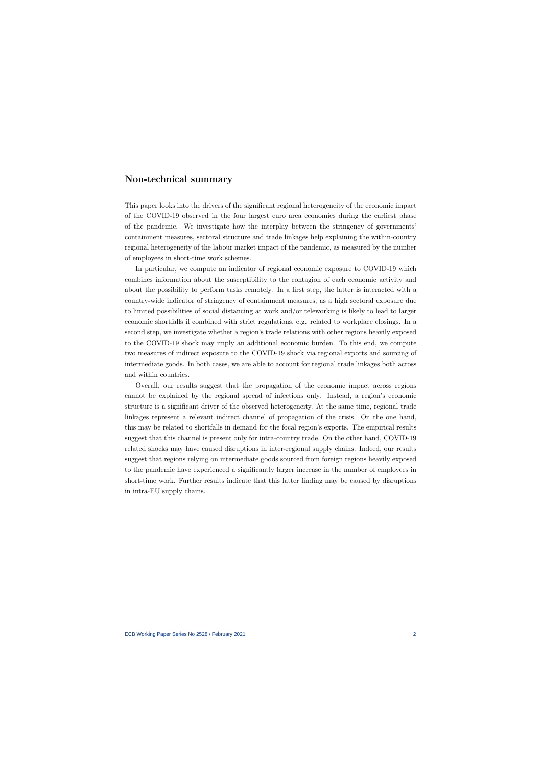## Non-technical summary

This paper looks into the drivers of the significant regional heterogeneity of the economic impact of the COVID-19 observed in the four largest euro area economies during the earliest phase of the pandemic. We investigate how the interplay between the stringency of governments' containment measures, sectoral structure and trade linkages help explaining the within-country regional heterogeneity of the labour market impact of the pandemic, as measured by the number of employees in short-time work schemes.

In particular, we compute an indicator of regional economic exposure to COVID-19 which combines information about the susceptibility to the contagion of each economic activity and about the possibility to perform tasks remotely. In a first step, the latter is interacted with a country-wide indicator of stringency of containment measures, as a high sectoral exposure due to limited possibilities of social distancing at work and/or teleworking is likely to lead to larger economic shortfalls if combined with strict regulations, e.g. related to workplace closings. In a second step, we investigate whether a region's trade relations with other regions heavily exposed to the COVID-19 shock may imply an additional economic burden. To this end, we compute two measures of indirect exposure to the COVID-19 shock via regional exports and sourcing of intermediate goods. In both cases, we are able to account for regional trade linkages both across and within countries.

Overall, our results suggest that the propagation of the economic impact across regions cannot be explained by the regional spread of infections only. Instead, a region's economic structure is a significant driver of the observed heterogeneity. At the same time, regional trade linkages represent a relevant indirect channel of propagation of the crisis. On the one hand, this may be related to shortfalls in demand for the focal region's exports. The empirical results suggest that this channel is present only for intra-country trade. On the other hand, COVID-19 related shocks may have caused disruptions in inter-regional supply chains. Indeed, our results suggest that regions relying on intermediate goods sourced from foreign regions heavily exposed to the pandemic have experienced a significantly larger increase in the number of employees in short-time work. Further results indicate that this latter finding may be caused by disruptions in intra-EU supply chains.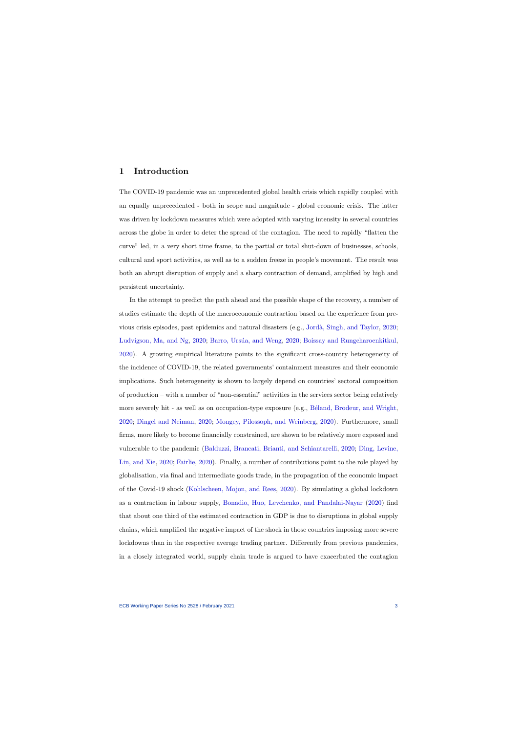# 1 Introduction

The COVID-19 pandemic was an unprecedented global health crisis which rapidly coupled with an equally unprecedented - both in scope and magnitude - global economic crisis. The latter was driven by lockdown measures which were adopted with varying intensity in several countries across the globe in order to deter the spread of the contagion. The need to rapidly "flatten the curve" led, in a very short time frame, to the partial or total shut-down of businesses, schools, cultural and sport activities, as well as to a sudden freeze in people's movement. The result was both an abrupt disruption of supply and a sharp contraction of demand, amplified by high and persistent uncertainty.

In the attempt to predict the path ahead and the possible shape of the recovery, a number of studies estimate the depth of the macroeconomic contraction based on the experience from previous crisis episodes, past epidemics and natural disasters (e.g., Jordà, Singh, and Taylor, 2020; Ludvigson, Ma, and Ng, 2020; Barro, Ursúa, and Weng, 2020; Boissay and Rungcharoenkitkul, 2020). A growing empirical literature points to the significant cross-country heterogeneity of the incidence of COVID-19, the related governments' containment measures and their economic implications. Such heterogeneity is shown to largely depend on countries' sectoral composition of production – with a number of "non-essential" activities in the services sector being relatively more severely hit - as well as on occupation-type exposure (e.g., Béland, Brodeur, and Wright, 2020; Dingel and Neiman, 2020; Mongey, Pilossoph, and Weinberg, 2020). Furthermore, small firms, more likely to become financially constrained, are shown to be relatively more exposed and vulnerable to the pandemic (Balduzzi, Brancati, Brianti, and Schiantarelli, 2020; Ding, Levine, Lin, and Xie, 2020; Fairlie, 2020). Finally, a number of contributions point to the role played by globalisation, via final and intermediate goods trade, in the propagation of the economic impact of the Covid-19 shock (Kohlscheen, Mojon, and Rees, 2020). By simulating a global lockdown as a contraction in labour supply, Bonadio, Huo, Levchenko, and Pandalai-Nayar (2020) find that about one third of the estimated contraction in GDP is due to disruptions in global supply chains, which amplified the negative impact of the shock in those countries imposing more severe lockdowns than in the respective average trading partner. Differently from previous pandemics, in a closely integrated world, supply chain trade is argued to have exacerbated the contagion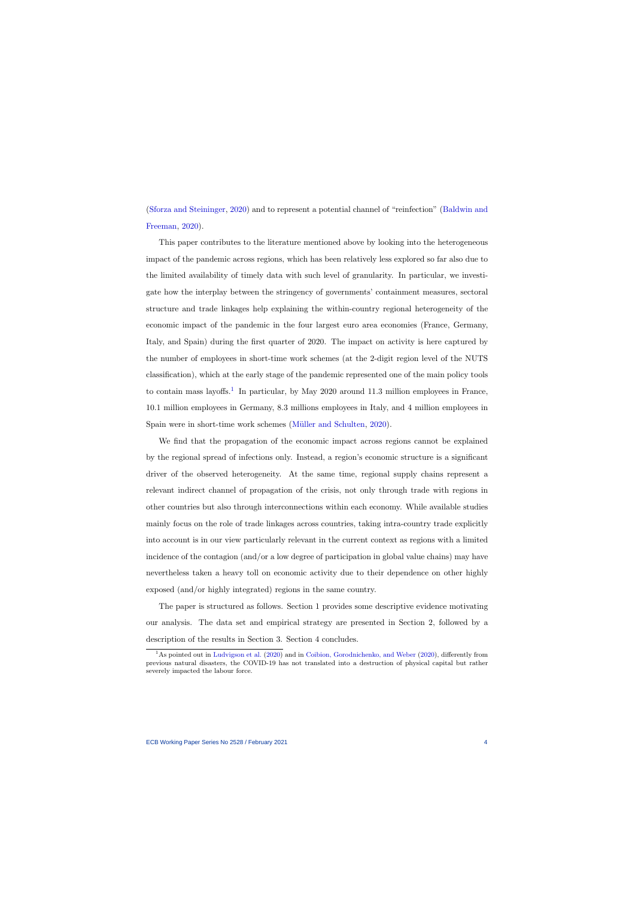(Sforza and Steininger, 2020) and to represent a potential channel of "reinfection" (Baldwin and Freeman, 2020).

This paper contributes to the literature mentioned above by looking into the heterogeneous impact of the pandemic across regions, which has been relatively less explored so far also due to the limited availability of timely data with such level of granularity. In particular, we investigate how the interplay between the stringency of governments' containment measures, sectoral structure and trade linkages help explaining the within-country regional heterogeneity of the economic impact of the pandemic in the four largest euro area economies (France, Germany, Italy, and Spain) during the first quarter of 2020. The impact on activity is here captured by the number of employees in short-time work schemes (at the 2-digit region level of the NUTS classification), which at the early stage of the pandemic represented one of the main policy tools to contain mass layoffs.[1] In particular, by May 2020 around 11.3 million employees in France, 10.1 million employees in Germany, 8.3 millions employees in Italy, and 4 million employees in Spain were in short-time work schemes (Müller and Schulten, 2020).

We find that the propagation of the economic impact across regions cannot be explained by the regional spread of infections only. Instead, a region's economic structure is a significant driver of the observed heterogeneity. At the same time, regional supply chains represent a relevant indirect channel of propagation of the crisis, not only through trade with regions in other countries but also through interconnections within each economy. While available studies mainly focus on the role of trade linkages across countries, taking intra-country trade explicitly into account is in our view particularly relevant in the current context as regions with a limited incidence of the contagion (and/or a low degree of participation in global value chains) may have nevertheless taken a heavy toll on economic activity due to their dependence on other highly exposed (and/or highly integrated) regions in the same country.

The paper is structured as follows. Section 1 provides some descriptive evidence motivating our analysis. The data set and empirical strategy are presented in Section 2, followed by a description of the results in Section 3. Section 4 concludes.

[1] As pointed out in Ludvigson et al. (2020) and in Coibion, Gorodnichenko, and Weber (2020), differently from previous natural disasters, the COVID-19 has not translated into a destruction of physical capital but rather severely impacted the labour force.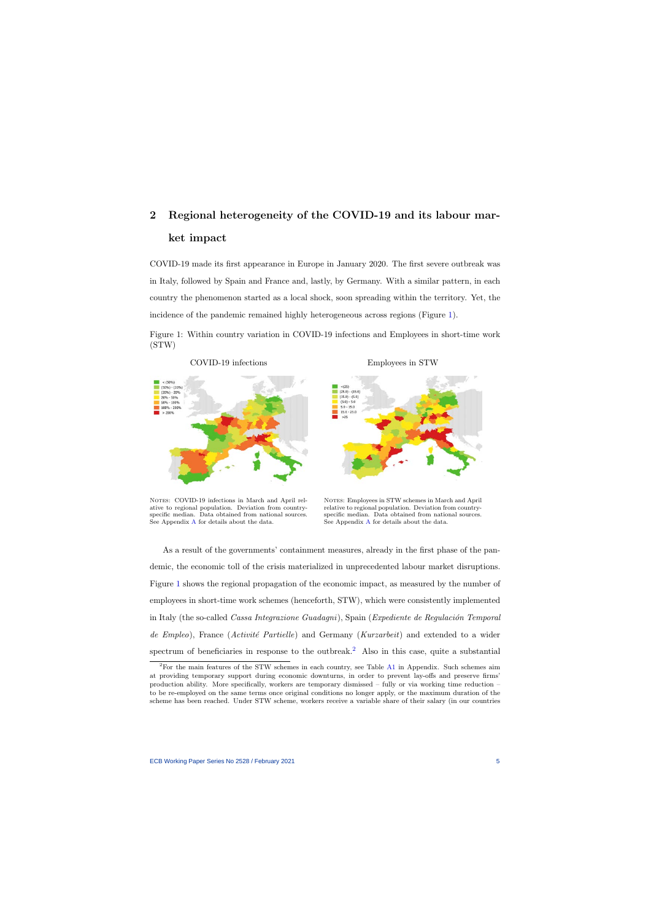## 2 Regional heterogeneity of the COVID-19 and its labour market impact

COVID-19 made its first appearance in Europe in January 2020. The first severe outbreak was in Italy, followed by Spain and France and, lastly, by Germany. With a similar pattern, in each country the phenomenon started as a local shock, soon spreading within the territory. Yet, the incidence of the pandemic remained highly heterogeneous across regions (Figure 1).

Figure 1: Within country variation in COVID-19 infections and Employees in short-time work (STW)

COVID-19 infections

Employees in STW

Notes: COVID-19 infections in March and April relative to regional population. Deviation from country-specific median. Data obtained from national sources. See Appendix A for details about the data.

Notes: Employees in STW schemes in March and April relative to regional population. Deviation from country-specific median. Data obtained from national sources. See Appendix A for details about the data.

As a result of the governments' containment measures, already in the first phase of the pandemic, the economic toll of the crisis materialized in unprecedented labour market disruptions. Figure 1 shows the regional propagation of the economic impact, as measured by the number of employees in short-time work schemes (henceforth, STW), which were consistently implemented in Italy (the so-called *Cassa Integrazione Guadagni*), Spain (*Expediente de Regulación Temporal de Empleo*), France (*Activité Partielle*) and Germany (*Kurzarbeit*) and extended to a wider spectrum of beneficiaries in response to the outbreak.[2] Also in this case, quite a substantial

[2] For the main features of the STW schemes in each country, see Table A1 in Appendix. Such schemes aim at providing temporary support during economic downturns, in order to prevent lay-offs and preserve firms' production ability. More specifically, workers are temporary dismissed – fully or via working time reduction – to be re-employed on the same terms once original conditions no longer apply, or the maximum duration of the scheme has been reached. Under STW scheme, workers receive a variable share of their salary (in our countries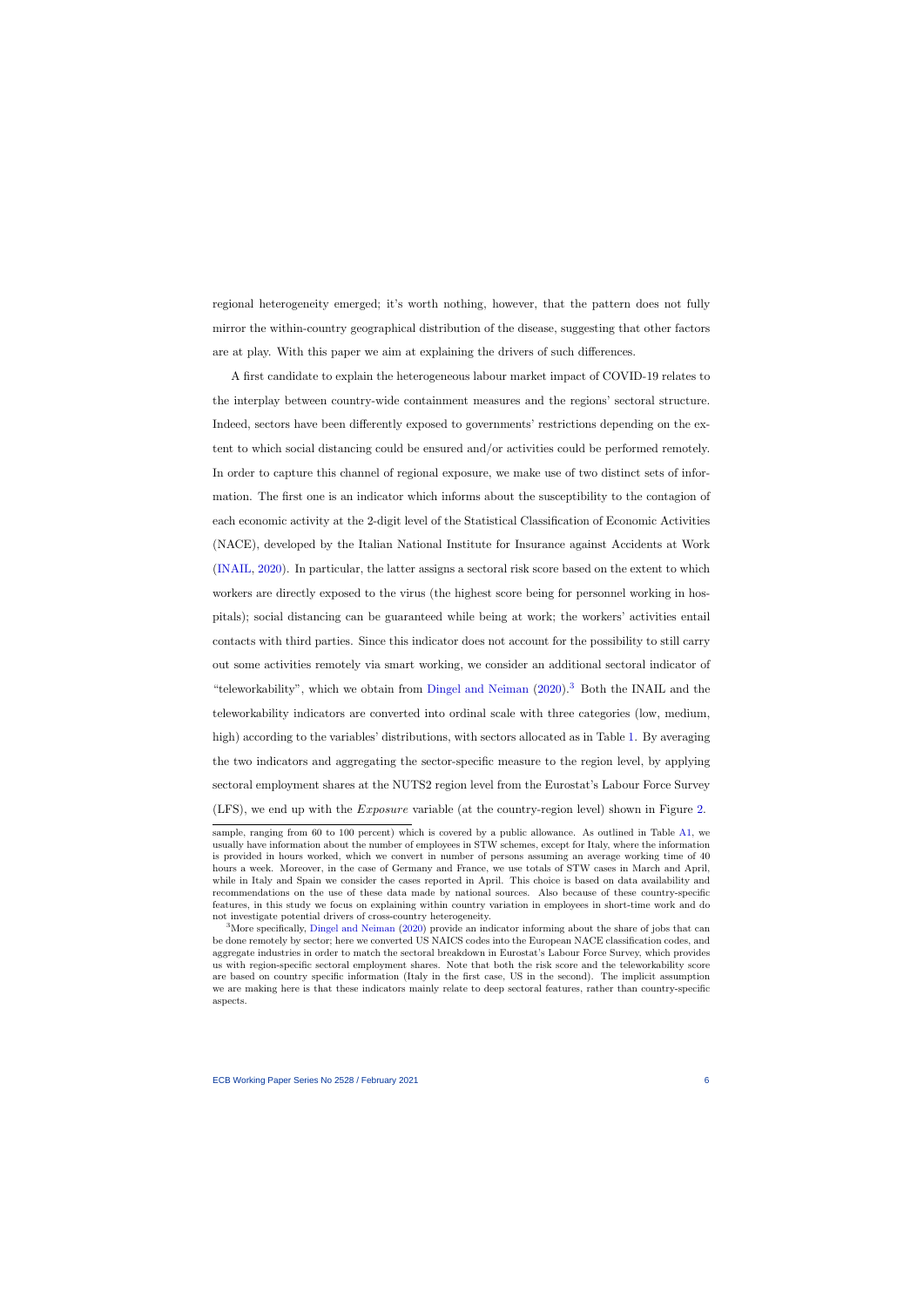regional heterogeneity emerged; it's worth nothing, however, that the pattern does not fully mirror the within-country geographical distribution of the disease, suggesting that other factors are at play. With this paper we aim at explaining the drivers of such differences.

A first candidate to explain the heterogeneous labour market impact of COVID-19 relates to the interplay between country-wide containment measures and the regions' sectoral structure. Indeed, sectors have been differently exposed to governments' restrictions depending on the extent to which social distancing could be ensured and/or activities could be performed remotely. In order to capture this channel of regional exposure, we make use of two distinct sets of information. The first one is an indicator which informs about the susceptibility to the contagion of each economic activity at the 2-digit level of the Statistical Classification of Economic Activities (NACE), developed by the Italian National Institute for Insurance against Accidents at Work (INAIL, 2020). In particular, the latter assigns a sectoral risk score based on the extent to which workers are directly exposed to the virus (the highest score being for personnel working in hospitals); social distancing can be guaranteed while being at work; the workers' activities entail contacts with third parties. Since this indicator does not account for the possibility to still carry out some activities remotely via smart working, we consider an additional sectoral indicator of "teleworkability", which we obtain from Dingel and Neiman (2020).[3] Both the INAIL and the teleworkability indicators are converted into ordinal scale with three categories (low, medium, high) according to the variables' distributions, with sectors allocated as in Table 1. By averaging the two indicators and aggregating the sector-specific measure to the region level, by applying sectoral employment shares at the NUTS2 region level from the Eurostat's Labour Force Survey (LFS), we end up with the *Exposure* variable (at the country-region level) shown in Figure 2.

---

sample, ranging from 60 to 100 percent) which is covered by a public allowance. As outlined in Table A1, we usually have information about the number of employees in STW schemes, except for Italy, where the information is provided in hours worked, which we convert in number of persons assuming an average working time of 40 hours a week. Moreover, in the case of Germany and France, we use totals of STW cases in March and April, while in Italy and Spain we consider the cases reported in April. This choice is based on data availability and recommendations on the use of these data made by national sources. Also because of these country-specific features, in this study we focus on explaining within country variation in employees in short-time work and do not investigate potential drivers of cross-country heterogeneity.

[3] More specifically, Dingel and Neiman (2020) provide an indicator informing about the share of jobs that can be done remotely by sector; here we converted US NAICS codes into the European NACE classification codes, and aggregate industries in order to match the sectoral breakdown in Eurostat's Labour Force Survey, which provides us with region-specific sectoral employment shares. Note that both the risk score and the teleworkability score are based on country specific information (Italy in the first case, US in the second). The implicit assumption we are making here is that these indicators mainly relate to deep sectoral features, rather than country-specific aspects.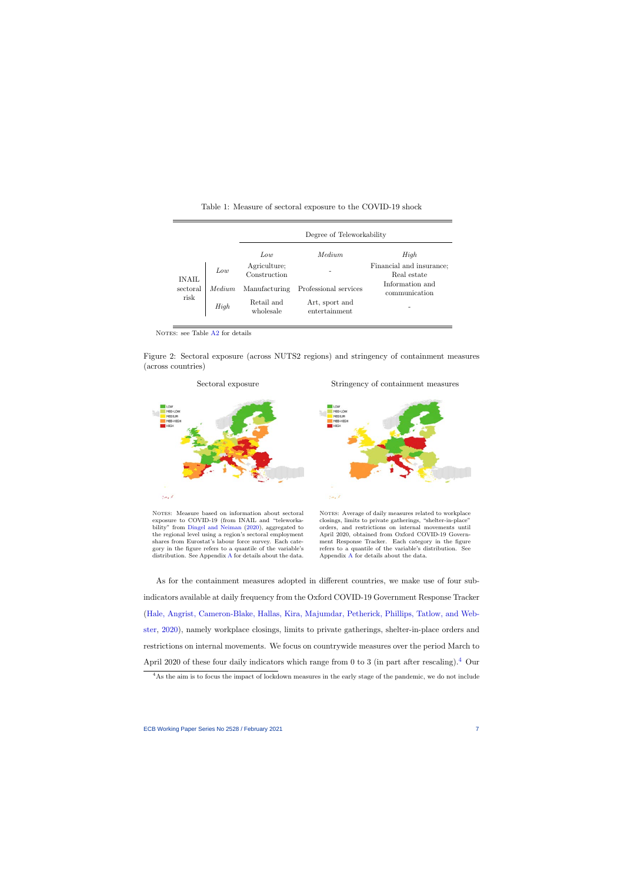Table 1: Measure of sectoral exposure to the COVID-19 shock

| | | Degree of Teleworkability | | |
|---|---|---|---|---|
| | | *Low* | *Medium* | *High* |
| INAIL sectoral risk | *Low* | Agriculture; Construction | - | Financial and insurance; Real estate |
| | *Medium* | Manufacturing | Professional services | Information and communication |
| | *High* | Retail and wholesale | Art, sport and entertainment | - |

NOTES: see Table A2 for details

Figure 2: Sectoral exposure (across NUTS2 regions) and stringency of containment measures (across countries)

Sectoral exposure

NOTES: Measure based on information about sectoral exposure to COVID-19 (from INAIL and "teleworkability" from Dingel and Neiman (2020), aggregated to the regional level using a region's sectoral employment shares from Eurostat's labour force survey. Each category in the figure refers to a quantile of the variable's distribution. See Appendix A for details about the data.

Stringency of containment measures

NOTES: Average of daily measures related to workplace closings, limits to private gatherings, "shelter-in-place" orders, and restrictions on internal movements until April 2020, obtained from Oxford COVID-19 Government Response Tracker. Each category in the figure refers to a quantile of the variable's distribution. See Appendix A for details about the data.

As for the containment measures adopted in different countries, we make use of four sub-indicators available at daily frequency from the Oxford COVID-19 Government Response Tracker (Hale, Angrist, Cameron-Blake, Hallas, Kira, Majumdar, Petherick, Phillips, Tatlow, and Webster, 2020), namely workplace closings, limits to private gatherings, shelter-in-place orders and restrictions on internal movements. We focus on countrywide measures over the period March to April 2020 of these four daily indicators which range from 0 to 3 (in part after rescaling).[4] Our

[4] As the aim is to focus the impact of lockdown measures in the early stage of the pandemic, we do not include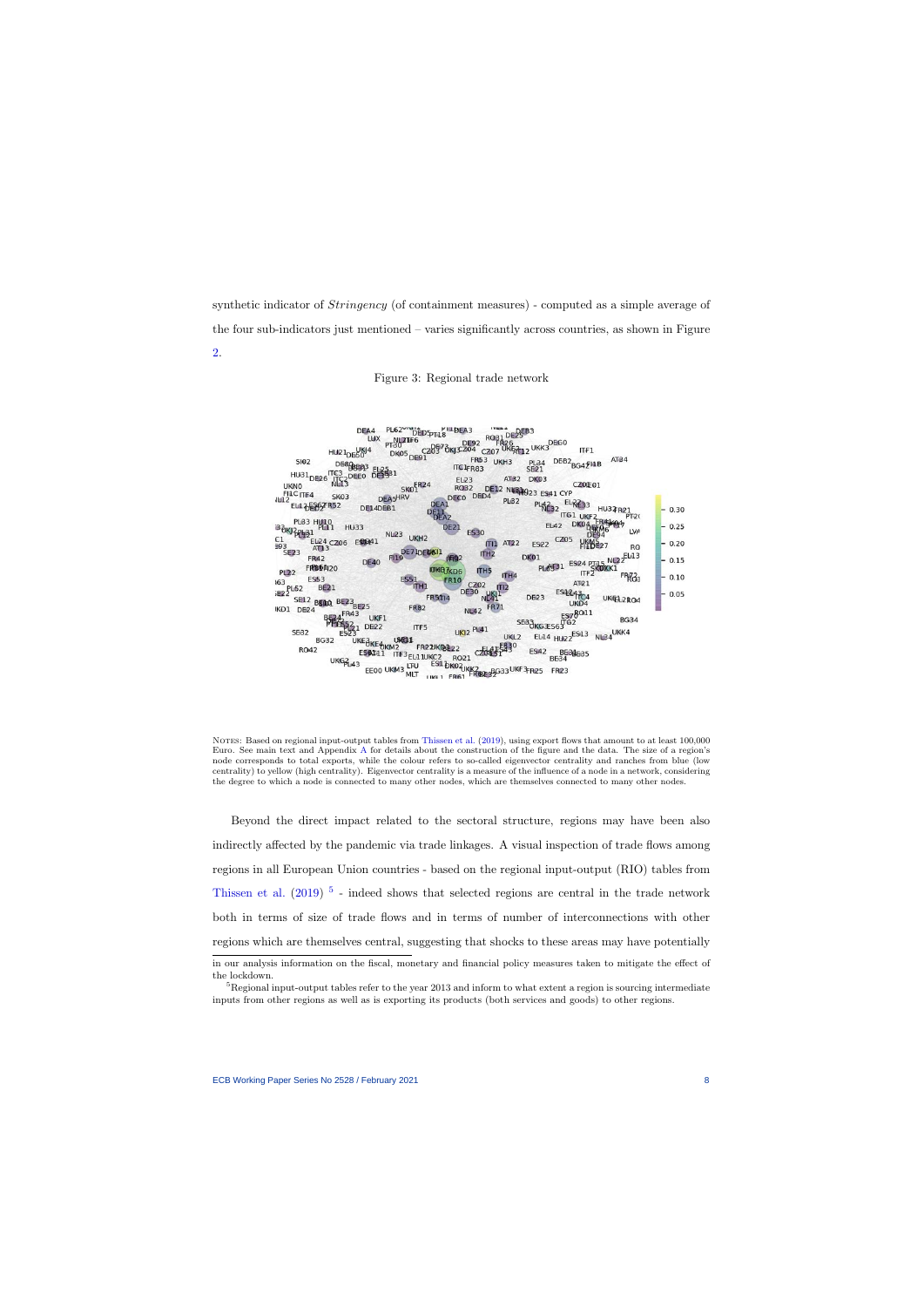synthetic indicator of *Stringency* (of containment measures) - computed as a simple average of the four sub-indicators just mentioned – varies significantly across countries, as shown in Figure 2.

Figure 3: Regional trade network

NOTES: Based on regional input-output tables from Thissen et al. (2019), using export flows that amount to at least 100,000 Euro. See main text and Appendix A for details about the construction of the figure and the data. The size of a region's node corresponds to total exports, while the colour refers to so-called eigenvector centrality and ranches from blue (low centrality) to yellow (high centrality). Eigenvector centrality is a measure of the influence of a node in a network, considering the degree to which a node is connected to many other nodes, which are themselves connected to many other nodes.

Beyond the direct impact related to the sectoral structure, regions may have been also indirectly affected by the pandemic via trade linkages. A visual inspection of trade flows among regions in all European Union countries - based on the regional input-output (RIO) tables from Thissen et al. (2019) [5] - indeed shows that selected regions are central in the trade network both in terms of size of trade flows and in terms of number of interconnections with other regions which are themselves central, suggesting that shocks to these areas may have potentially

in our analysis information on the fiscal, monetary and financial policy measures taken to mitigate the effect of the lockdown.

[5] Regional input-output tables refer to the year 2013 and inform to what extent a region is sourcing intermediate inputs from other regions as well as is exporting its products (both services and goods) to other regions.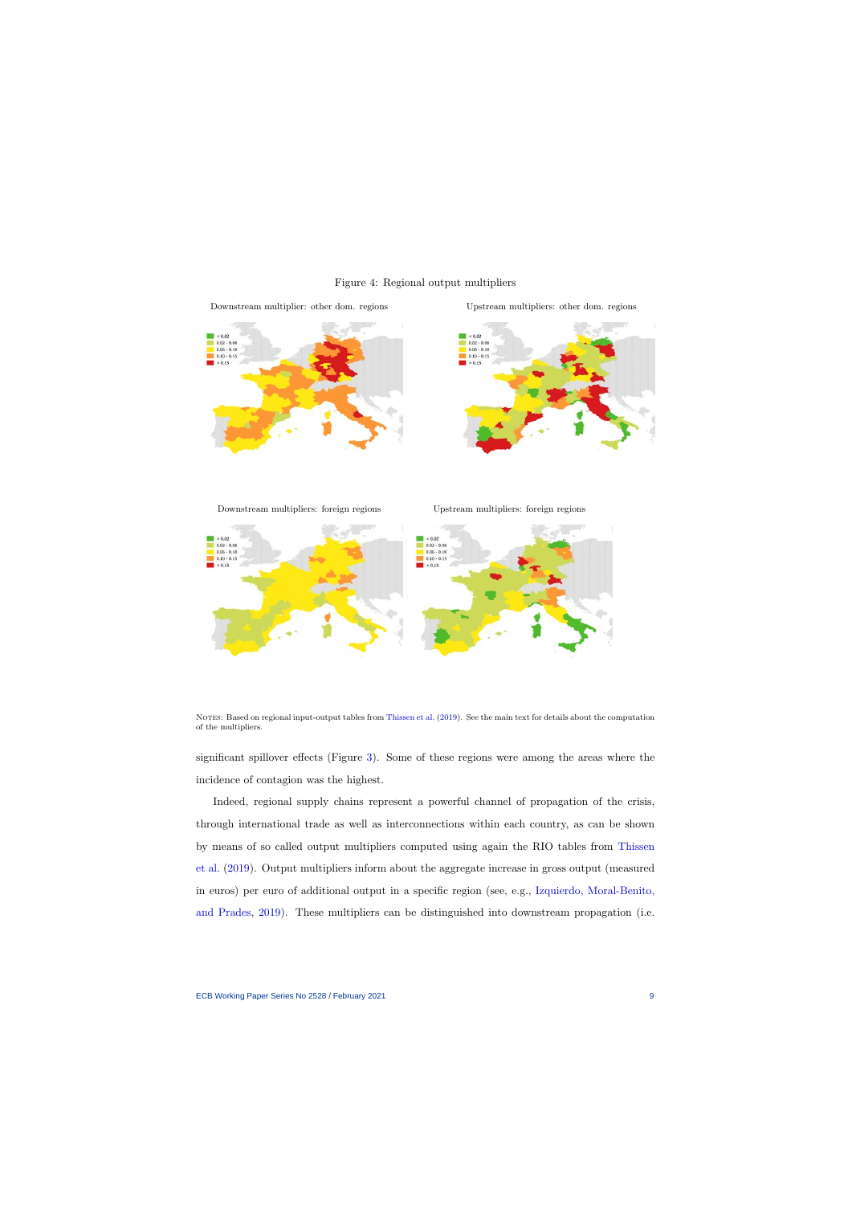Figure 4: Regional output multipliers

Downstream multiplier: other dom. regions

Upstream multipliers: other dom. regions

Downstream multipliers: foreign regions

Upstream multipliers: foreign regions

NOTES: Based on regional input-output tables from Thissen et al. (2019). See the main text for details about the computation of the multipliers.

significant spillover effects (Figure 3). Some of these regions were among the areas where the incidence of contagion was the highest.

Indeed, regional supply chains represent a powerful channel of propagation of the crisis, through international trade as well as interconnections within each country, as can be shown by means of so called output multipliers computed using again the RIO tables from Thissen et al. (2019). Output multipliers inform about the aggregate increase in gross output (measured in euros) per euro of additional output in a specific region (see, e.g., Izquierdo, Moral-Benito, and Prades, 2019). These multipliers can be distinguished into downstream propagation (i.e.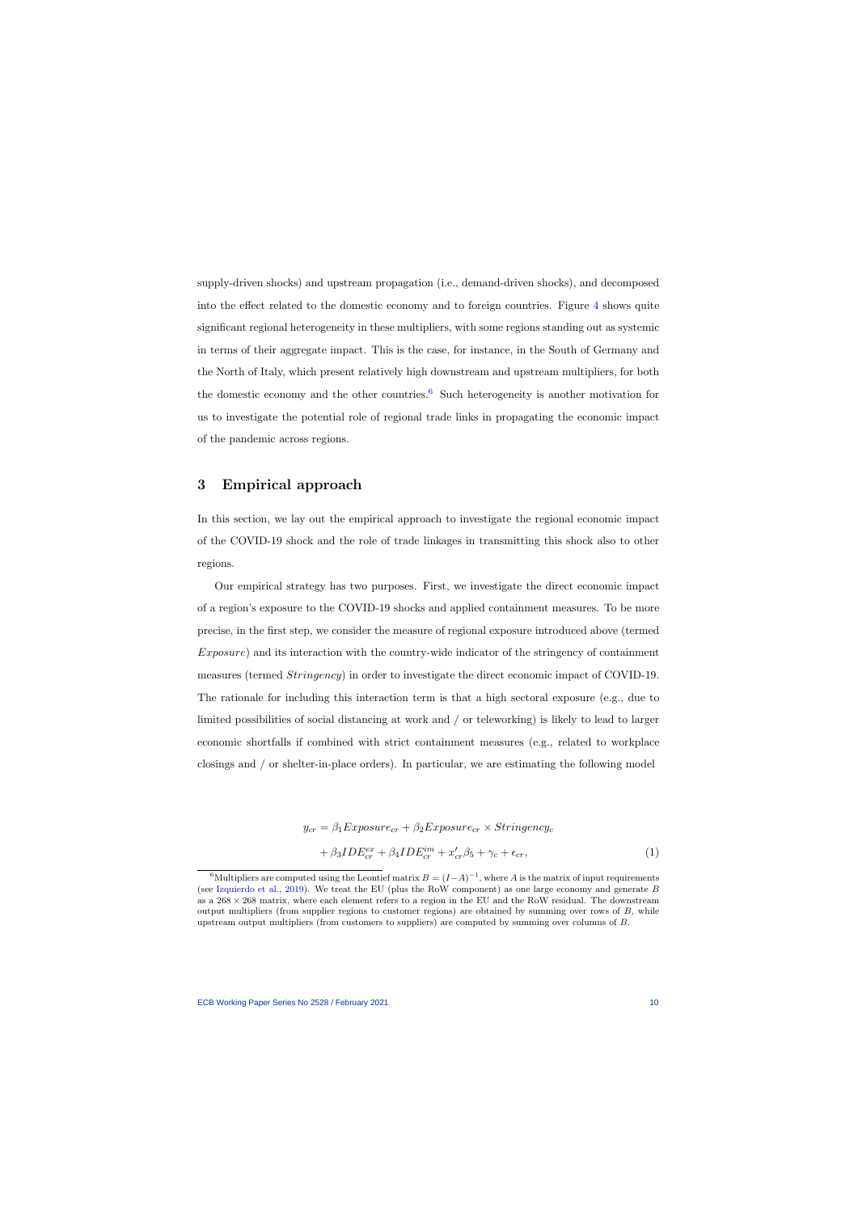supply-driven shocks) and upstream propagation (i.e., demand-driven shocks), and decomposed into the effect related to the domestic economy and to foreign countries. Figure 4 shows quite significant regional heterogeneity in these multipliers, with some regions standing out as systemic in terms of their aggregate impact. This is the case, for instance, in the South of Germany and the North of Italy, which present relatively high downstream and upstream multipliers, for both the domestic economy and the other countries.[6] Such heterogeneity is another motivation for us to investigate the potential role of regional trade links in propagating the economic impact of the pandemic across regions.

## 3 Empirical approach

In this section, we lay out the empirical approach to investigate the regional economic impact of the COVID-19 shock and the role of trade linkages in transmitting this shock also to other regions.

Our empirical strategy has two purposes. First, we investigate the direct economic impact of a region's exposure to the COVID-19 shocks and applied containment measures. To be more precise, in the first step, we consider the measure of regional exposure introduced above (termed *Exposure*) and its interaction with the country-wide indicator of the stringency of containment measures (termed *Stringency*) in order to investigate the direct economic impact of COVID-19. The rationale for including this interaction term is that a high sectoral exposure (e.g., due to limited possibilities of social distancing at work and / or teleworking) is likely to lead to larger economic shortfalls if combined with strict containment measures (e.g., related to workplace closings and / or shelter-in-place orders). In particular, we are estimating the following model

$$
\begin{aligned}
y_{cr} &= \beta_1 Exposure_{cr} + \beta_2 Exposure_{cr} \times Stringency_c \\
&+ \beta_3 IDE^{ex}_{cr} + \beta_4 IDE^{im}_{cr} + x'_{cr}\beta_5 + \gamma_c + \epsilon_{cr},
\end{aligned}
\tag{1}
$$

[6] Multipliers are computed using the Leontief matrix $B = (I - A)^{-1}$, where $A$ is the matrix of input requirements (see Izquierdo et al., 2019). We treat the EU (plus the RoW component) as one large economy and generate $B$ as a $268 \times 268$ matrix, where each element refers to a region in the EU and the RoW residual. The downstream output multipliers (from supplier regions to customer regions) are obtained by summing over rows of $B$, while upstream output multipliers (from customers to suppliers) are computed by summing over columns of $B$.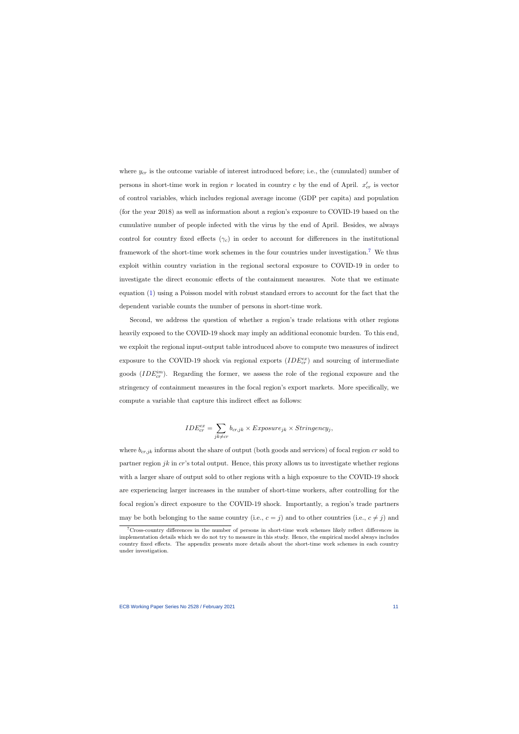where $y_{cr}$ is the outcome variable of interest introduced before; i.e., the (cumulated) number of persons in short-time work in region $r$ located in country $c$ by the end of April. $x'_{cr}$ is vector of control variables, which includes regional average income (GDP per capita) and population (for the year 2018) as well as information about a region's exposure to COVID-19 based on the cumulative number of people infected with the virus by the end of April. Besides, we always control for country fixed effects ($\gamma_c$) in order to account for differences in the institutional framework of the short-time work schemes in the four countries under investigation.[7] We thus exploit within country variation in the regional sectoral exposure to COVID-19 in order to investigate the direct economic effects of the containment measures. Note that we estimate equation (1) using a Poisson model with robust standard errors to account for the fact that the dependent variable counts the number of persons in short-time work.

Second, we address the question of whether a region's trade relations with other regions heavily exposed to the COVID-19 shock may imply an additional economic burden. To this end, we exploit the regional input-output table introduced above to compute two measures of indirect exposure to the COVID-19 shock via regional exports ($IDE^{ex}_{cr}$) and sourcing of intermediate goods ($IDE^{im}_{cr}$). Regarding the former, we assess the role of the regional exposure and the stringency of containment measures in the focal region's export markets. More specifically, we compute a variable that capture this indirect effect as follows:

$$IDE^{ex}_{cr} = \sum_{jk \neq cr} b_{cr,jk} \times Exposure_{jk} \times Stringency_j,$$

where $b_{cr,jk}$ informs about the share of output (both goods and services) of focal region $cr$ sold to partner region $jk$ in $cr$'s total output. Hence, this proxy allows us to investigate whether regions with a larger share of output sold to other regions with a high exposure to the COVID-19 shock are experiencing larger increases in the number of short-time workers, after controlling for the focal region's direct exposure to the COVID-19 shock. Importantly, a region's trade partners may be both belonging to the same country (i.e., $c = j$) and to other countries (i.e., $c \neq j$) and

[7] Cross-country differences in the number of persons in short-time work schemes likely reflect differences in implementation details which we do not try to measure in this study. Hence, the empirical model always includes country fixed effects. The appendix presents more details about the short-time work schemes in each country under investigation.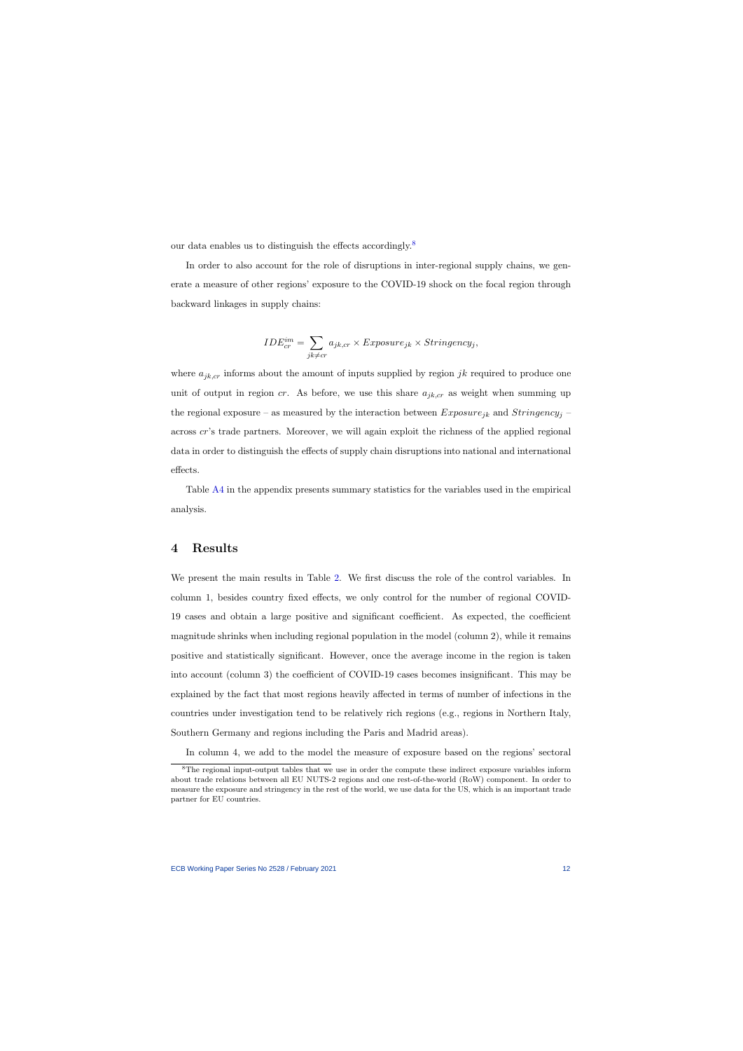our data enables us to distinguish the effects accordingly.[8]

In order to also account for the role of disruptions in inter-regional supply chains, we generate a measure of other regions' exposure to the COVID-19 shock on the focal region through backward linkages in supply chains:

$$IDE_{cr}^{im} = \sum_{jk \neq cr} a_{jk,cr} \times Exposure_{jk} \times Stringency_j,$$

where $a_{jk,cr}$ informs about the amount of inputs supplied by region $jk$ required to produce one unit of output in region $cr$. As before, we use this share $a_{jk,cr}$ as weight when summing up the regional exposure – as measured by the interaction between $Exposure_{jk}$ and $Stringency_j$ – across $cr$'s trade partners. Moreover, we will again exploit the richness of the applied regional data in order to distinguish the effects of supply chain disruptions into national and international effects.

Table A4 in the appendix presents summary statistics for the variables used in the empirical analysis.

## 4 Results

We present the main results in Table 2. We first discuss the role of the control variables. In column 1, besides country fixed effects, we only control for the number of regional COVID-19 cases and obtain a large positive and significant coefficient. As expected, the coefficient magnitude shrinks when including regional population in the model (column 2), while it remains positive and statistically significant. However, once the average income in the region is taken into account (column 3) the coefficient of COVID-19 cases becomes insignificant. This may be explained by the fact that most regions heavily affected in terms of number of infections in the countries under investigation tend to be relatively rich regions (e.g., regions in Northern Italy, Southern Germany and regions including the Paris and Madrid areas).

In column 4, we add to the model the measure of exposure based on the regions' sectoral

[8] The regional input-output tables that we use in order the compute these indirect exposure variables inform about trade relations between all EU NUTS-2 regions and one rest-of-the-world (RoW) component. In order to measure the exposure and stringency in the rest of the world, we use data for the US, which is an important trade partner for EU countries.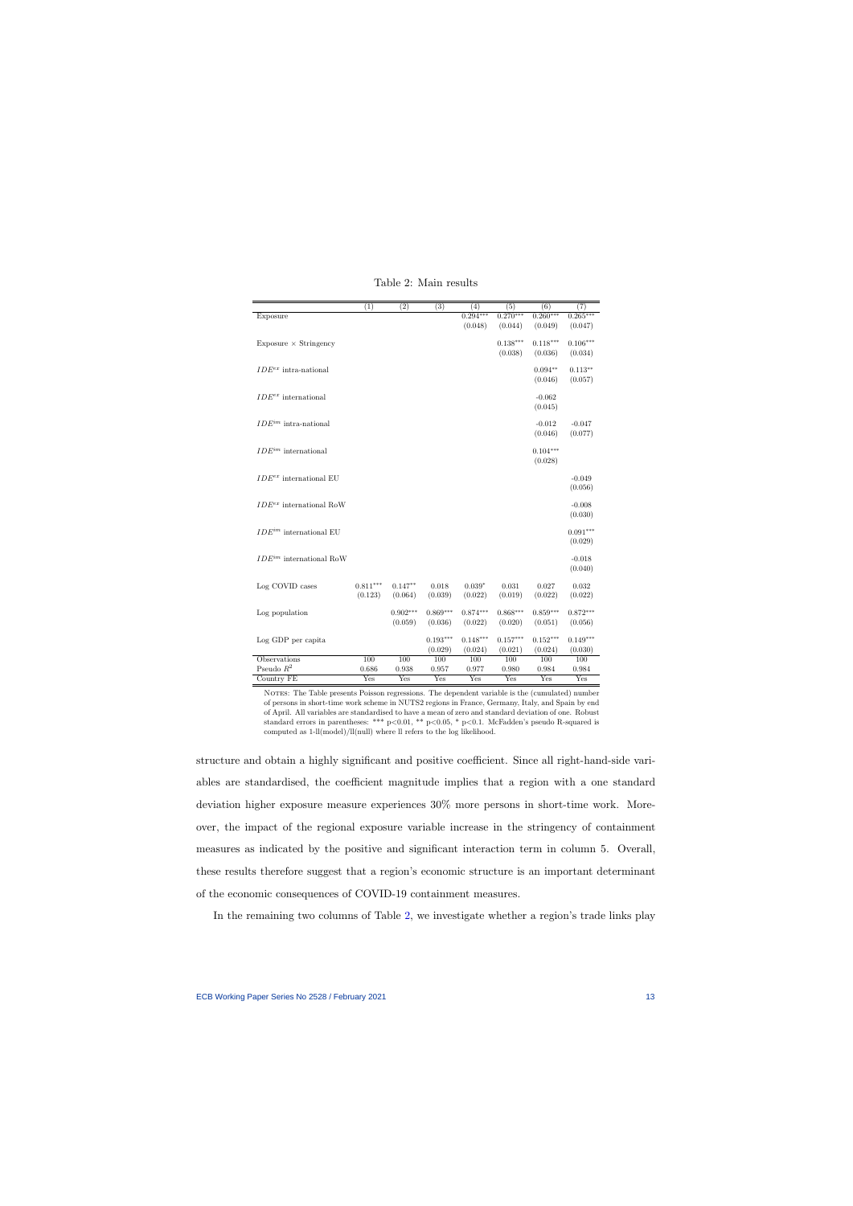Table 2: Main results

| | (1) | (2) | (3) | (4) | (5) | (6) | (7) |
|---|---|---|---|---|---|---|---|
| Exposure | | | | 0.294*** | 0.270*** | 0.260*** | 0.265*** |
| | | | | (0.048) | (0.044) | (0.049) | (0.047) |
| Exposure × Stringency | | | | | 0.138*** | 0.118*** | 0.106*** |
| | | | | | (0.038) | (0.036) | (0.034) |
| $IDE^{ex}$ intra-national | | | | | | 0.094** | 0.113** |
| | | | | | | (0.046) | (0.057) |
| $IDE^{ex}$ international | | | | | | -0.062 | |
| | | | | | | (0.045) | |
| $IDE^{im}$ intra-national | | | | | | -0.012 | -0.047 |
| | | | | | | (0.046) | (0.077) |
| $IDE^{im}$ international | | | | | | 0.104*** | |
| | | | | | | (0.028) | |
| $IDE^{ex}$ international EU | | | | | | | -0.049 |
| | | | | | | | (0.056) |
| $IDE^{ex}$ international RoW | | | | | | | -0.008 |
| | | | | | | | (0.030) |
| $IDE^{im}$ international EU | | | | | | | 0.091*** |
| | | | | | | | (0.029) |
| $IDE^{im}$ international RoW | | | | | | | -0.018 |
| | | | | | | | (0.040) |
| Log COVID cases | 0.811*** | 0.147** | 0.018 | 0.039* | 0.031 | 0.027 | 0.032 |
| | (0.123) | (0.064) | (0.039) | (0.022) | (0.019) | (0.022) | (0.022) |
| Log population | | 0.902*** | 0.869*** | 0.874*** | 0.868*** | 0.859*** | 0.872*** |
| | | (0.059) | (0.036) | (0.022) | (0.020) | (0.051) | (0.056) |
| Log GDP per capita | | | 0.193*** | 0.148*** | 0.157*** | 0.152*** | 0.149*** |
| | | | (0.029) | (0.024) | (0.021) | (0.024) | (0.030) |
| Observations | 100 | 100 | 100 | 100 | 100 | 100 | 100 |
| Pseudo $R^2$ | 0.686 | 0.938 | 0.957 | 0.977 | 0.980 | 0.984 | 0.984 |
| Country FE | Yes | Yes | Yes | Yes | Yes | Yes | Yes |

NOTES: The Table presents Poisson regressions. The dependent variable is the (cumulated) number of persons in short-time work scheme in NUTS2 regions in France, Germany, Italy, and Spain by end of April. All variables are standardised to have a mean of zero and standard deviation of one. Robust standard errors in parentheses: *** p<0.01, ** p<0.05, * p<0.1. McFadden's pseudo R-squared is computed as 1-ll(model)/ll(null) where ll refers to the log likelihood.

structure and obtain a highly significant and positive coefficient. Since all right-hand-side variables are standardised, the coefficient magnitude implies that a region with a one standard deviation higher exposure measure experiences 30% more persons in short-time work. Moreover, the impact of the regional exposure variable increase in the stringency of containment measures as indicated by the positive and significant interaction term in column 5. Overall, these results therefore suggest that a region's economic structure is an important determinant of the economic consequences of COVID-19 containment measures.

In the remaining two columns of Table 2, we investigate whether a region's trade links play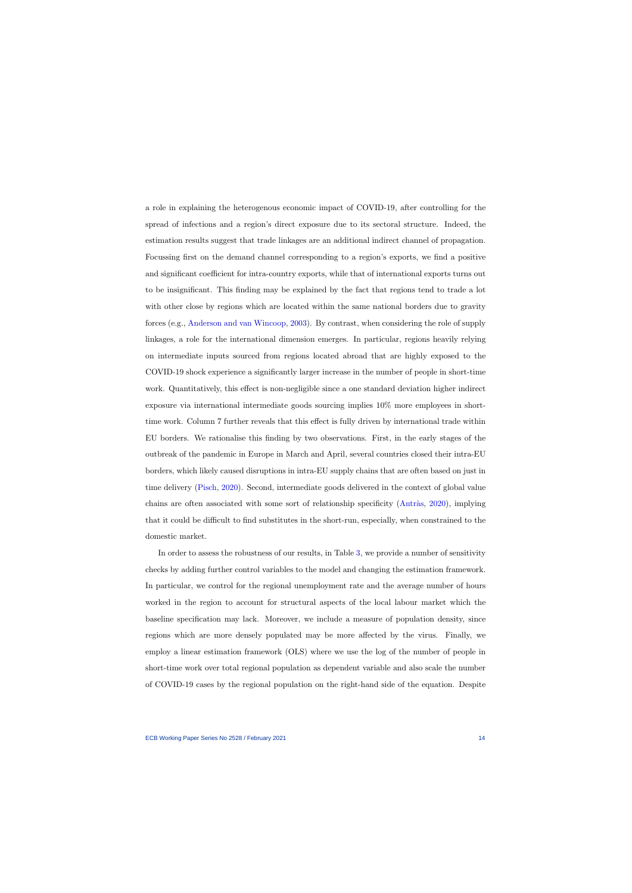a role in explaining the heterogenous economic impact of COVID-19, after controlling for the spread of infections and a region's direct exposure due to its sectoral structure. Indeed, the estimation results suggest that trade linkages are an additional indirect channel of propagation. Focussing first on the demand channel corresponding to a region's exports, we find a positive and significant coefficient for intra-country exports, while that of international exports turns out to be insignificant. This finding may be explained by the fact that regions tend to trade a lot with other close by regions which are located within the same national borders due to gravity forces (e.g., Anderson and van Wincoop, 2003). By contrast, when considering the role of supply linkages, a role for the international dimension emerges. In particular, regions heavily relying on intermediate inputs sourced from regions located abroad that are highly exposed to the COVID-19 shock experience a significantly larger increase in the number of people in short-time work. Quantitatively, this effect is non-negligible since a one standard deviation higher indirect exposure via international intermediate goods sourcing implies 10% more employees in short-time work. Column 7 further reveals that this effect is fully driven by international trade within EU borders. We rationalise this finding by two observations. First, in the early stages of the outbreak of the pandemic in Europe in March and April, several countries closed their intra-EU borders, which likely caused disruptions in intra-EU supply chains that are often based on just in time delivery (Pisch, 2020). Second, intermediate goods delivered in the context of global value chains are often associated with some sort of relationship specificity (Antràs, 2020), implying that it could be difficult to find substitutes in the short-run, especially, when constrained to the domestic market.

In order to assess the robustness of our results, in Table 3, we provide a number of sensitivity checks by adding further control variables to the model and changing the estimation framework. In particular, we control for the regional unemployment rate and the average number of hours worked in the region to account for structural aspects of the local labour market which the baseline specification may lack. Moreover, we include a measure of population density, since regions which are more densely populated may be more affected by the virus. Finally, we employ a linear estimation framework (OLS) where we use the log of the number of people in short-time work over total regional population as dependent variable and also scale the number of COVID-19 cases by the regional population on the right-hand side of the equation. Despite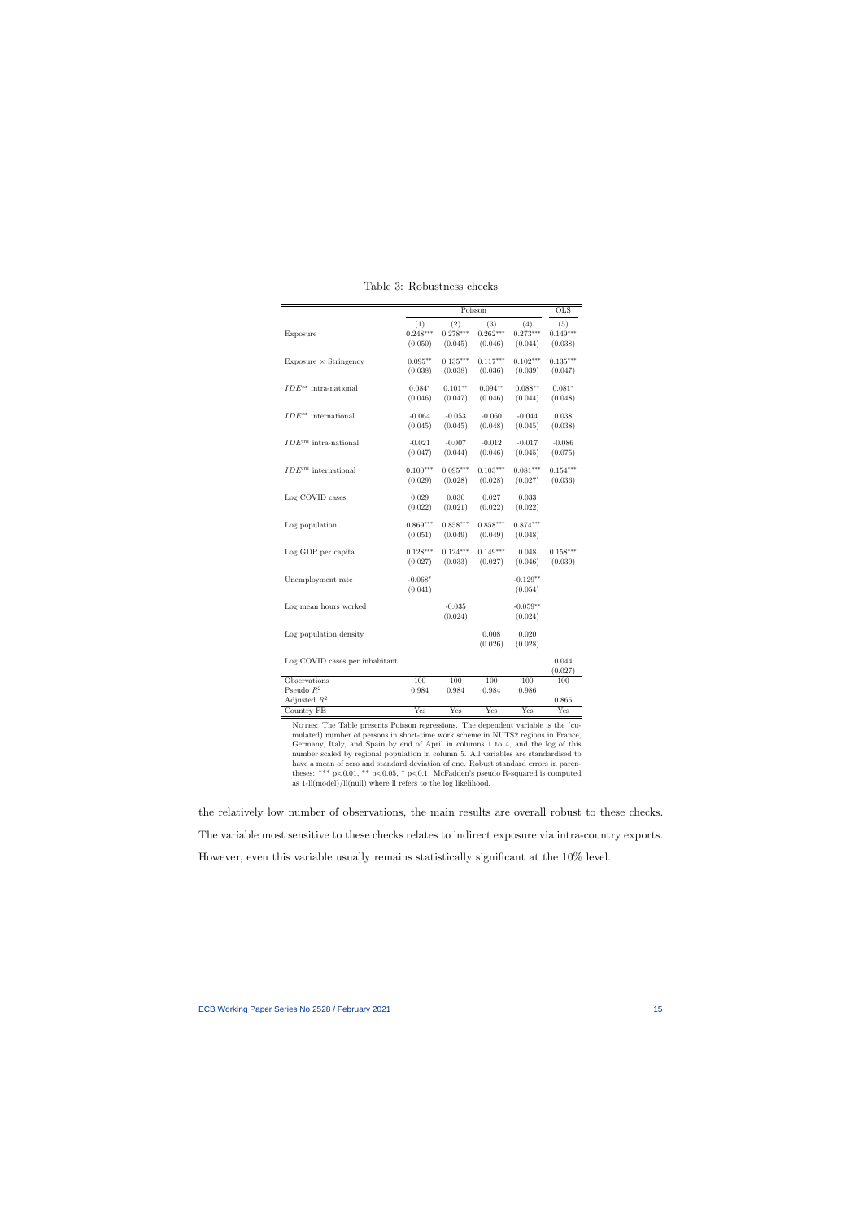Table 3: Robustness checks

| | Poisson | | | | OLS |
|---|---|---|---|---|---|
| | (1) | (2) | (3) | (4) | (5) |
| Exposure | 0.248*** | 0.278*** | 0.262*** | 0.273*** | 0.149*** |
| | (0.050) | (0.045) | (0.046) | (0.044) | (0.038) |
| Exposure × Stringency | 0.095** | 0.135*** | 0.117*** | 0.102*** | 0.135*** |
| | (0.038) | (0.038) | (0.036) | (0.039) | (0.047) |
| $IDE^{ex}$ intra-national | 0.084* | 0.101** | 0.094** | 0.088** | 0.081* |
| | (0.046) | (0.047) | (0.046) | (0.044) | (0.048) |
| $IDE^{ex}$ international | -0.064 | -0.053 | -0.060 | -0.044 | 0.038 |
| | (0.045) | (0.045) | (0.048) | (0.045) | (0.038) |
| $IDE^{im}$ intra-national | -0.021 | -0.007 | -0.012 | -0.017 | -0.086 |
| | (0.047) | (0.044) | (0.046) | (0.045) | (0.075) |
| $IDE^{im}$ international | 0.100*** | 0.095*** | 0.103*** | 0.081*** | 0.154*** |
| | (0.029) | (0.028) | (0.028) | (0.027) | (0.036) |
| Log COVID cases | 0.029 | 0.030 | 0.027 | 0.033 | |
| | (0.022) | (0.021) | (0.022) | (0.022) | |
| Log population | 0.869*** | 0.858*** | 0.858*** | 0.874*** | |
| | (0.051) | (0.049) | (0.049) | (0.048) | |
| Log GDP per capita | 0.128*** | 0.124*** | 0.149*** | 0.048 | 0.158*** |
| | (0.027) | (0.033) | (0.027) | (0.046) | (0.039) |
| Unemployment rate | -0.068* | | | -0.129** | |
| | (0.041) | | | (0.054) | |
| Log mean hours worked | | -0.035 | | -0.059** | |
| | | (0.024) | | (0.024) | |
| Log population density | | | 0.008 | 0.020 | |
| | | | (0.026) | (0.028) | |
| Log COVID cases per inhabitant | | | | | 0.044 |
| | | | | | (0.027) |
| Observations | 100 | 100 | 100 | 100 | 100 |
| Pseudo $R^2$ | 0.984 | 0.984 | 0.984 | 0.986 | |
| Adjusted $R^2$ | | | | | 0.865 |
| Country FE | Yes | Yes | Yes | Yes | Yes |

Notes: The Table presents Poisson regressions. The dependent variable is the (cumulated) number of persons in short-time work scheme in NUTS2 regions in France, Germany, Italy, and Spain by end of April in columns 1 to 4, and the log of this number scaled by regional population in column 5. All variables are standardised to have a mean of zero and standard deviation of one. Robust standard errors in parentheses: *** p<0.01, ** p<0.05, * p<0.1. McFadden's pseudo R-squared is computed as 1-ll(model)/ll(null) where ll refers to the log likelihood.

the relatively low number of observations, the main results are overall robust to these checks. The variable most sensitive to these checks relates to indirect exposure via intra-country exports. However, even this variable usually remains statistically significant at the 10% level.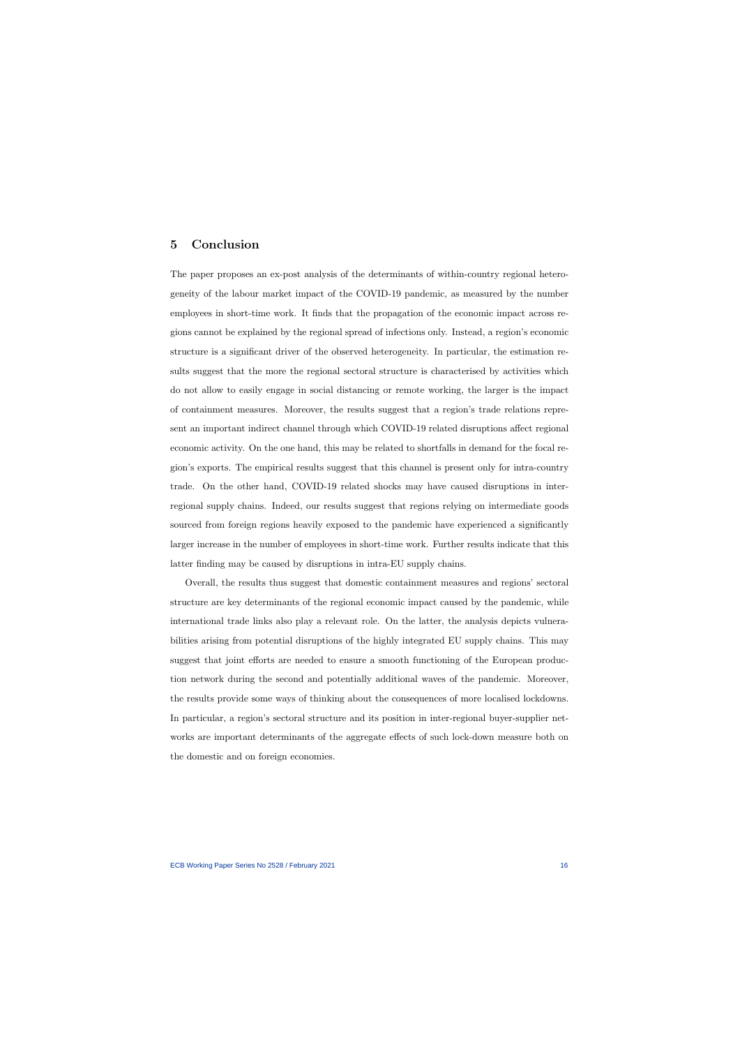## 5 Conclusion

The paper proposes an ex-post analysis of the determinants of within-country regional heterogeneity of the labour market impact of the COVID-19 pandemic, as measured by the number employees in short-time work. It finds that the propagation of the economic impact across regions cannot be explained by the regional spread of infections only. Instead, a region's economic structure is a significant driver of the observed heterogeneity. In particular, the estimation results suggest that the more the regional sectoral structure is characterised by activities which do not allow to easily engage in social distancing or remote working, the larger is the impact of containment measures. Moreover, the results suggest that a region's trade relations represent an important indirect channel through which COVID-19 related disruptions affect regional economic activity. On the one hand, this may be related to shortfalls in demand for the focal region's exports. The empirical results suggest that this channel is present only for intra-country trade. On the other hand, COVID-19 related shocks may have caused disruptions in inter-regional supply chains. Indeed, our results suggest that regions relying on intermediate goods sourced from foreign regions heavily exposed to the pandemic have experienced a significantly larger increase in the number of employees in short-time work. Further results indicate that this latter finding may be caused by disruptions in intra-EU supply chains.

Overall, the results thus suggest that domestic containment measures and regions' sectoral structure are key determinants of the regional economic impact caused by the pandemic, while international trade links also play a relevant role. On the latter, the analysis depicts vulnerabilities arising from potential disruptions of the highly integrated EU supply chains. This may suggest that joint efforts are needed to ensure a smooth functioning of the European production network during the second and potentially additional waves of the pandemic. Moreover, the results provide some ways of thinking about the consequences of more localised lockdowns. In particular, a region's sectoral structure and its position in inter-regional buyer-supplier networks are important determinants of the aggregate effects of such lock-down measure both on the domestic and on foreign economies.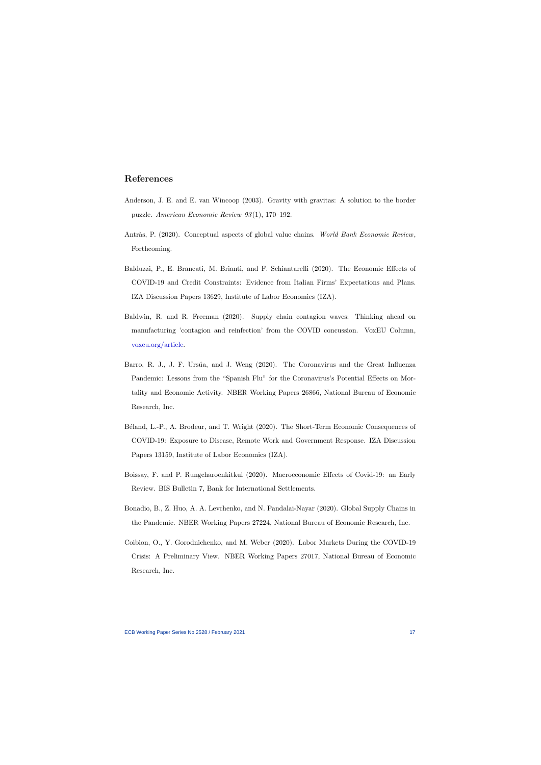## References

Anderson, J. E. and E. van Wincoop (2003). Gravity with gravitas: A solution to the border puzzle. *American Economic Review 93*(1), 170–192.

Antràs, P. (2020). Conceptual aspects of global value chains. *World Bank Economic Review*, Forthcoming.

Balduzzi, P., E. Brancati, M. Brianti, and F. Schiantarelli (2020). The Economic Effects of COVID-19 and Credit Constraints: Evidence from Italian Firms' Expectations and Plans. IZA Discussion Papers 13629, Institute of Labor Economics (IZA).

Baldwin, R. and R. Freeman (2020). Supply chain contagion waves: Thinking ahead on manufacturing 'contagion and reinfection' from the COVID concussion. VoxEU Column, voxeu.org/article.

Barro, R. J., J. F. Ursúa, and J. Weng (2020). The Coronavirus and the Great Influenza Pandemic: Lessons from the "Spanish Flu" for the Coronavirus's Potential Effects on Mortality and Economic Activity. NBER Working Papers 26866, National Bureau of Economic Research, Inc.

Béland, L.-P., A. Brodeur, and T. Wright (2020). The Short-Term Economic Consequences of COVID-19: Exposure to Disease, Remote Work and Government Response. IZA Discussion Papers 13159, Institute of Labor Economics (IZA).

Boissay, F. and P. Rungcharoenkitkul (2020). Macroeconomic Effects of Covid-19: an Early Review. BIS Bulletin 7, Bank for International Settlements.

Bonadio, B., Z. Huo, A. A. Levchenko, and N. Pandalai-Nayar (2020). Global Supply Chains in the Pandemic. NBER Working Papers 27224, National Bureau of Economic Research, Inc.

Coibion, O., Y. Gorodnichenko, and M. Weber (2020). Labor Markets During the COVID-19 Crisis: A Preliminary View. NBER Working Papers 27017, National Bureau of Economic Research, Inc.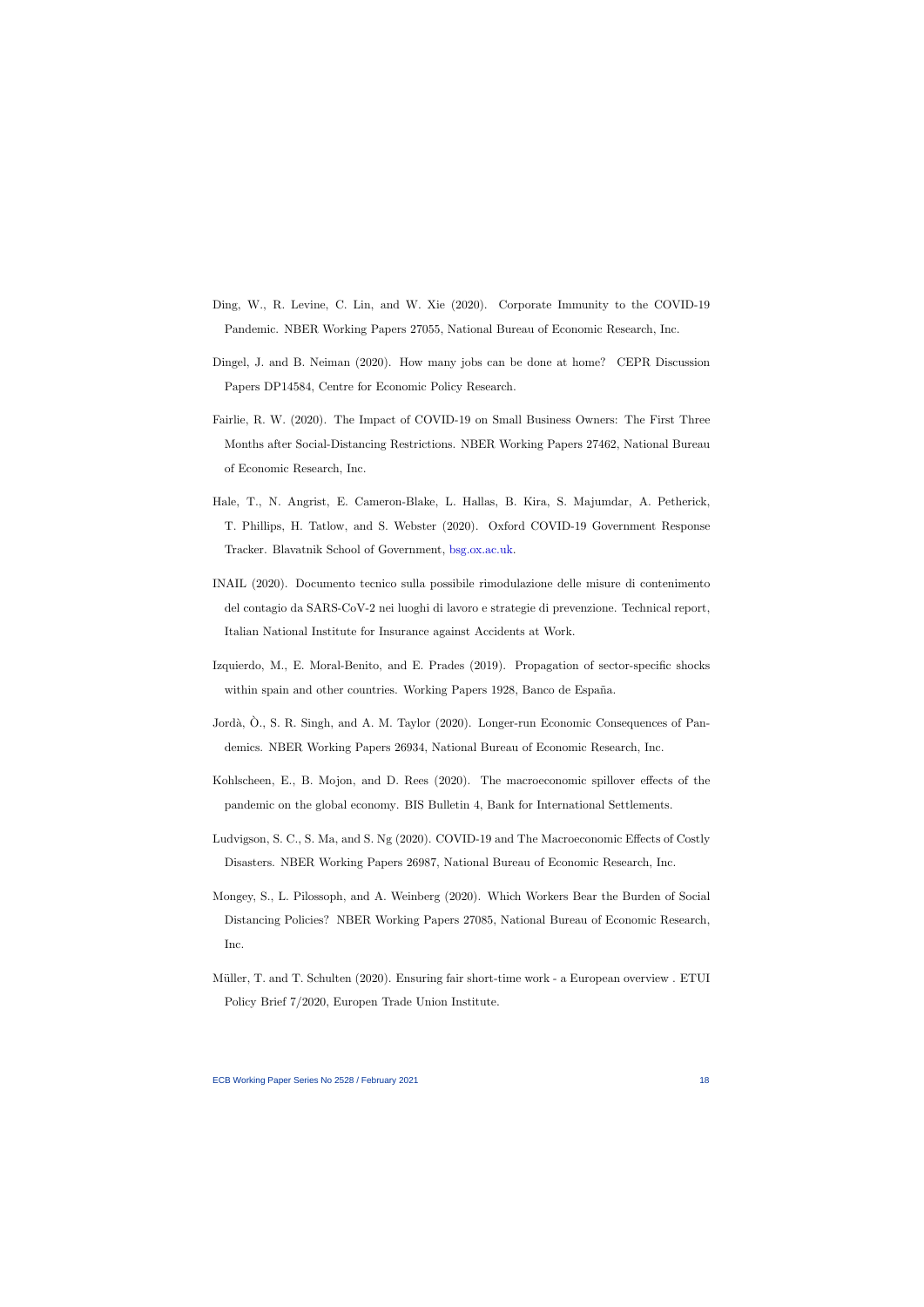Ding, W., R. Levine, C. Lin, and W. Xie (2020). Corporate Immunity to the COVID-19 Pandemic. NBER Working Papers 27055, National Bureau of Economic Research, Inc.

Dingel, J. and B. Neiman (2020). How many jobs can be done at home? CEPR Discussion Papers DP14584, Centre for Economic Policy Research.

Fairlie, R. W. (2020). The Impact of COVID-19 on Small Business Owners: The First Three Months after Social-Distancing Restrictions. NBER Working Papers 27462, National Bureau of Economic Research, Inc.

Hale, T., N. Angrist, E. Cameron-Blake, L. Hallas, B. Kira, S. Majumdar, A. Petherick, T. Phillips, H. Tatlow, and S. Webster (2020). Oxford COVID-19 Government Response Tracker. Blavatnik School of Government, bsg.ox.ac.uk.

INAIL (2020). Documento tecnico sulla possibile rimodulazione delle misure di contenimento del contagio da SARS-CoV-2 nei luoghi di lavoro e strategie di prevenzione. Technical report, Italian National Institute for Insurance against Accidents at Work.

Izquierdo, M., E. Moral-Benito, and E. Prades (2019). Propagation of sector-specific shocks within spain and other countries. Working Papers 1928, Banco de España.

Jordà, Ò., S. R. Singh, and A. M. Taylor (2020). Longer-run Economic Consequences of Pandemics. NBER Working Papers 26934, National Bureau of Economic Research, Inc.

Kohlscheen, E., B. Mojon, and D. Rees (2020). The macroeconomic spillover effects of the pandemic on the global economy. BIS Bulletin 4, Bank for International Settlements.

Ludvigson, S. C., S. Ma, and S. Ng (2020). COVID-19 and The Macroeconomic Effects of Costly Disasters. NBER Working Papers 26987, National Bureau of Economic Research, Inc.

Mongey, S., L. Pilossoph, and A. Weinberg (2020). Which Workers Bear the Burden of Social Distancing Policies? NBER Working Papers 27085, National Bureau of Economic Research, Inc.

Müller, T. and T. Schulten (2020). Ensuring fair short-time work - a European overview . ETUI Policy Brief 7/2020, Europen Trade Union Institute.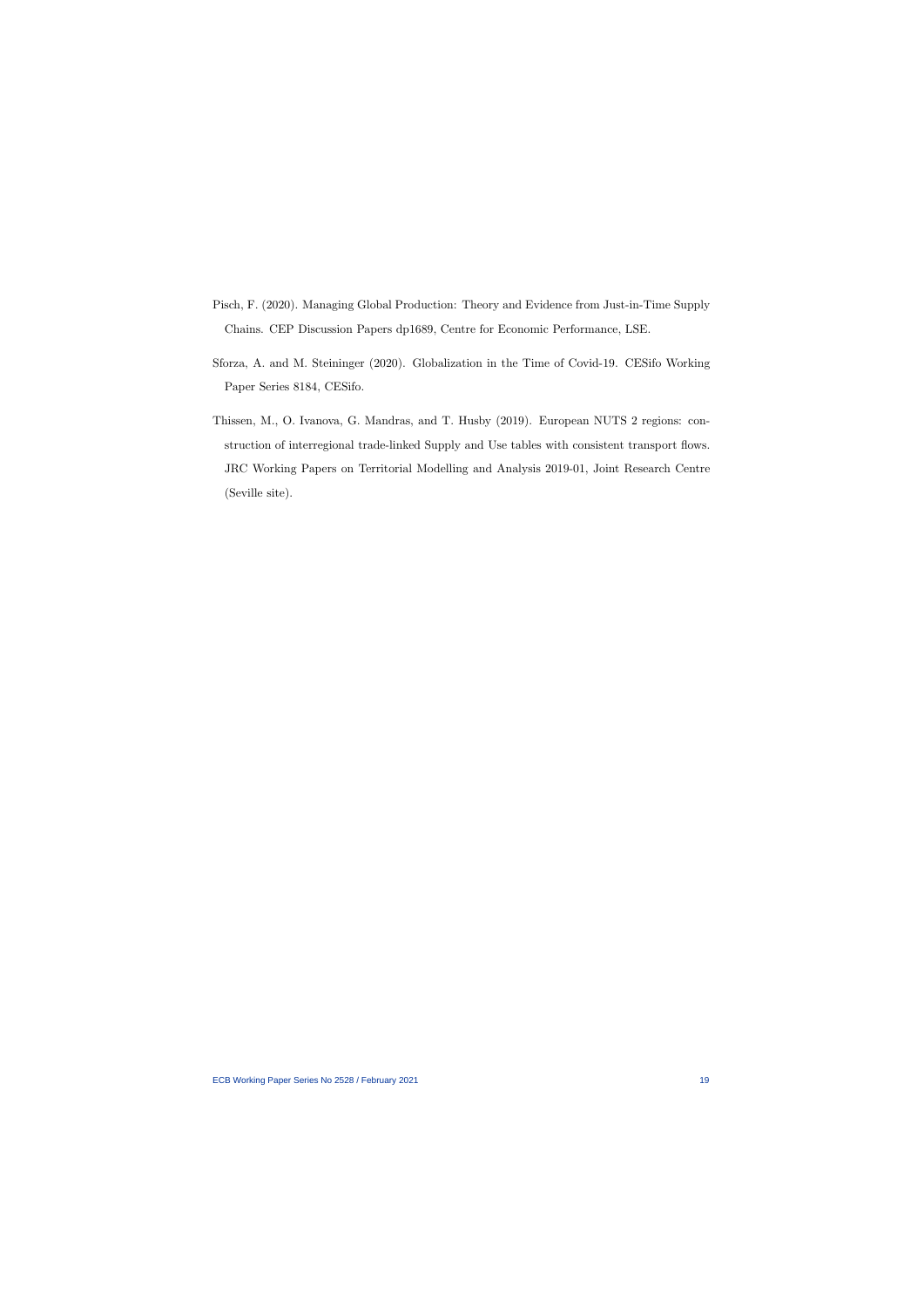Pisch, F. (2020). Managing Global Production: Theory and Evidence from Just-in-Time Supply Chains. CEP Discussion Papers dp1689, Centre for Economic Performance, LSE.

Sforza, A. and M. Steininger (2020). Globalization in the Time of Covid-19. CESifo Working Paper Series 8184, CESifo.

Thissen, M., O. Ivanova, G. Mandras, and T. Husby (2019). European NUTS 2 regions: construction of interregional trade-linked Supply and Use tables with consistent transport flows. JRC Working Papers on Territorial Modelling and Analysis 2019-01, Joint Research Centre (Seville site).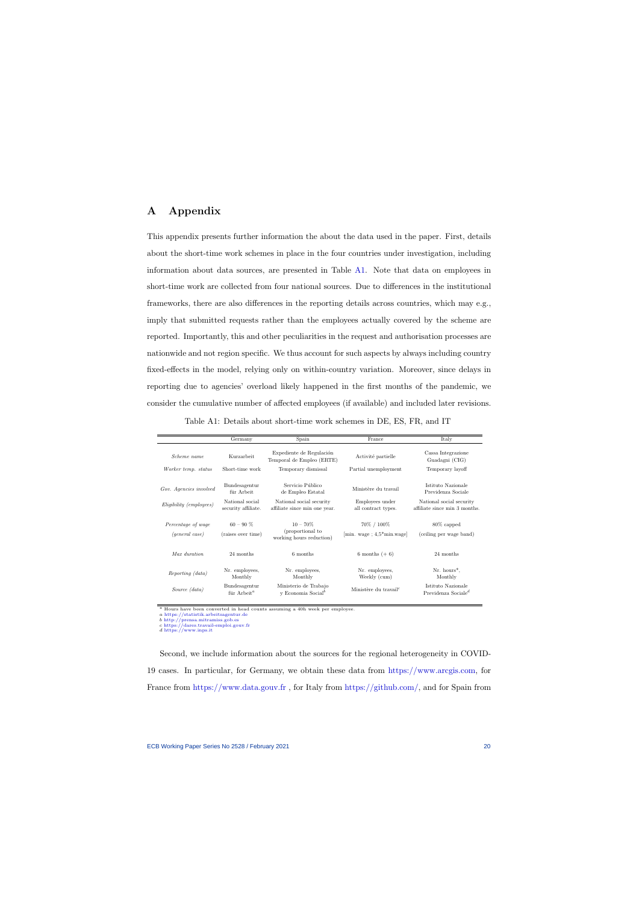# A Appendix

This appendix presents further information the about the data used in the paper. First, details about the short-time work schemes in place in the four countries under investigation, including information about data sources, are presented in Table A1. Note that data on employees in short-time work are collected from four national sources. Due to differences in the institutional frameworks, there are also differences in the reporting details across countries, which may e.g., imply that submitted requests rather than the employees actually covered by the scheme are reported. Importantly, this and other peculiarities in the request and authorisation processes are nationwide and not region specific. We thus account for such aspects by always including country fixed-effects in the model, relying only on within-country variation. Moreover, since delays in reporting due to agencies' overload likely happened in the first months of the pandemic, we consider the cumulative number of affected employees (if available) and included later revisions.

Table A1: Details about short-time work schemes in DE, ES, FR, and IT

| | Germany | Spain | France | Italy |
|---|---|---|---|---|
| *Scheme name* | Kurzarbeit | Expediente de Regulación Temporal de Empleo (ERTE) | Activité partielle | Cassa Integrazione Guadagni (CIG) |
| *Worker temp. status* | Short-time work | Temporary dismissal | Partial unemployment | Temporary layoff |
| *Gov. Agencies involved* | Bundesagentur für Arbeit | Servicio Público de Empleo Estatal | Ministère du travail | Istituto Nazionale Previdenza Sociale |
| *Eligibility (employees)* | National social security affiliate. | National social security affiliate since min one year. | Employees under all contract types. | National social security affiliate since min 3 months. |
| *Percentage of wage (general case)* | 60 – 90 % (raises over time) | 10 – 70% (proportional to working hours reduction) | 70% / 100% [min. wage ; 4,5*min.wage] | 80% capped (ceiling per wage band) |
| *Max duration* | 24 months | 6 months | 6 months (+ 6) | 24 months |
| *Reporting (data)* | Nr. employees, Monthly | Nr. employees, Monthly | Nr. employees, Weekly (cum) | Nr. hours*, Monthly |
| *Source (data)* | Bundesagentur für Arbeit[a] | Ministerio de Trabajo y Economia Social[b] | Ministère du travail[c] | Istituto Nazionale Previdenza Sociale[d] |

\* Hours have been converted in head counts assuming a 40h week per employee.
a https://statistik.arbeitsagentur.de
b http://prensa.mitramiss.gob.es
c https://dares.travail-emploi.gouv.fr
d https://www.inps.it

Second, we include information about the sources for the regional heterogeneity in COVID-19 cases. In particular, for Germany, we obtain these data from https://www.arcgis.com, for France from https://www.data.gouv.fr , for Italy from https://github.com/, and for Spain from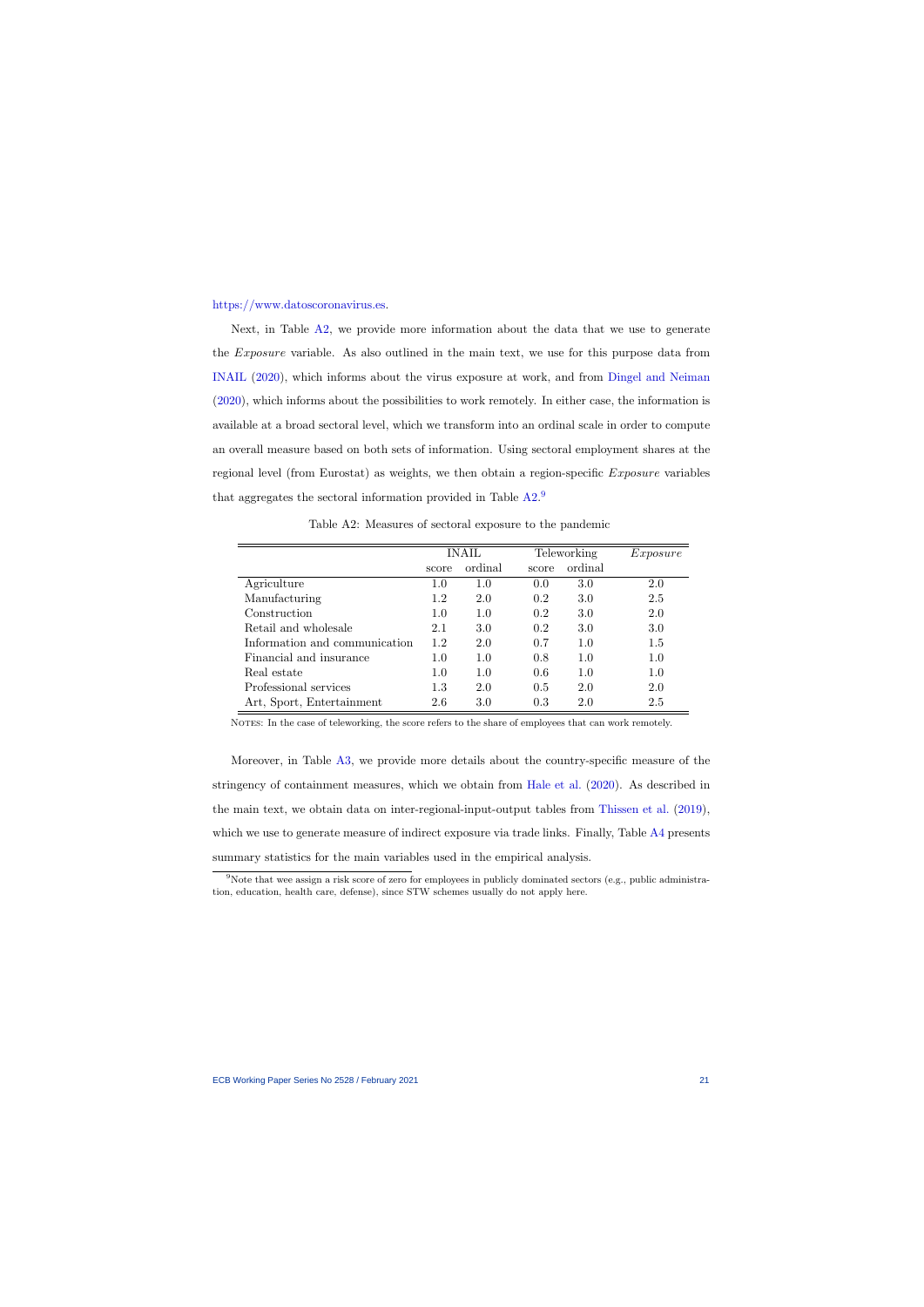https://www.datoscoronavirus.es.

Next, in Table A2, we provide more information about the data that we use to generate the *Exposure* variable. As also outlined in the main text, we use for this purpose data from INAIL (2020), which informs about the virus exposure at work, and from Dingel and Neiman (2020), which informs about the possibilities to work remotely. In either case, the information is available at a broad sectoral level, which we transform into an ordinal scale in order to compute an overall measure based on both sets of information. Using sectoral employment shares at the regional level (from Eurostat) as weights, we then obtain a region-specific *Exposure* variables that aggregates the sectoral information provided in Table A2.[9]

Table A2: Measures of sectoral exposure to the pandemic

| | INAIL | | Teleworking | | *Exposure* |
|---|---|---|---|---|---|
| | score | ordinal | score | ordinal | |
| Agriculture | 1.0 | 1.0 | 0.0 | 3.0 | 2.0 |
| Manufacturing | 1.2 | 2.0 | 0.2 | 3.0 | 2.5 |
| Construction | 1.0 | 1.0 | 0.2 | 3.0 | 2.0 |
| Retail and wholesale | 2.1 | 3.0 | 0.2 | 3.0 | 3.0 |
| Information and communication | 1.2 | 2.0 | 0.7 | 1.0 | 1.5 |
| Financial and insurance | 1.0 | 1.0 | 0.8 | 1.0 | 1.0 |
| Real estate | 1.0 | 1.0 | 0.6 | 1.0 | 1.0 |
| Professional services | 1.3 | 2.0 | 0.5 | 2.0 | 2.0 |
| Art, Sport, Entertainment | 2.6 | 3.0 | 0.3 | 2.0 | 2.5 |

NOTES: In the case of teleworking, the score refers to the share of employees that can work remotely.

Moreover, in Table A3, we provide more details about the country-specific measure of the stringency of containment measures, which we obtain from Hale et al. (2020). As described in the main text, we obtain data on inter-regional-input-output tables from Thissen et al. (2019), which we use to generate measure of indirect exposure via trade links. Finally, Table A4 presents summary statistics for the main variables used in the empirical analysis.

[9] Note that wee assign a risk score of zero for employees in publicly dominated sectors (e.g., public administration, education, health care, defense), since STW schemes usually do not apply here.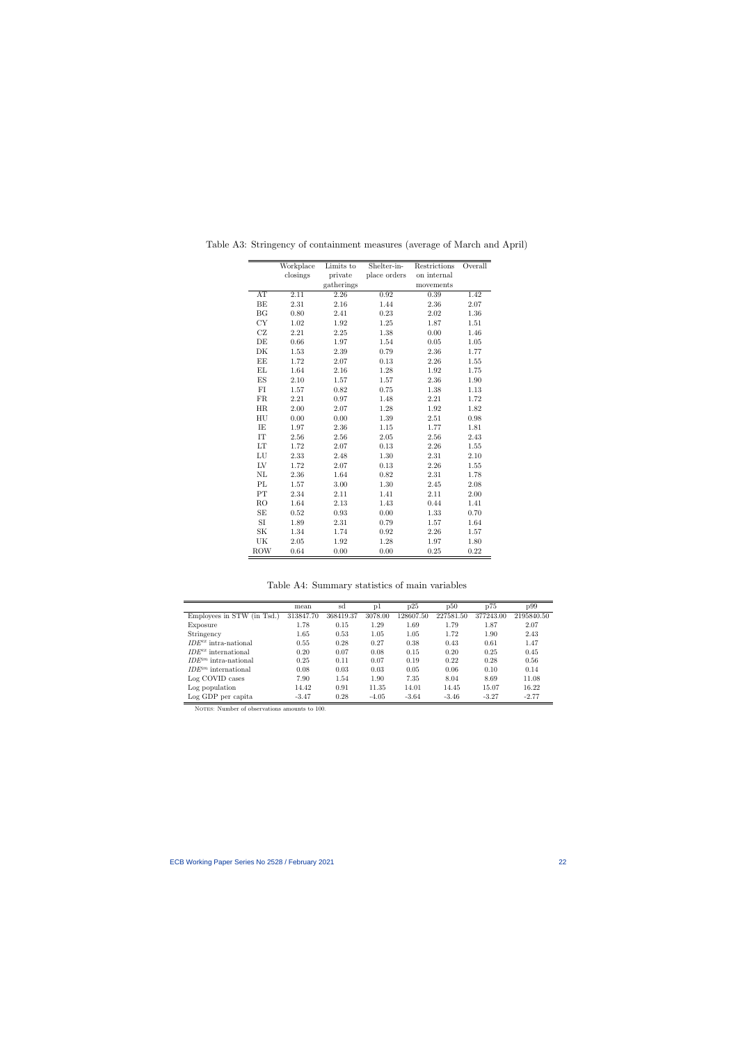Table A3: Stringency of containment measures (average of March and April)

| | Workplace closings | Limits to private gatherings | Shelter-in-place orders | Restrictions on internal movements | Overall |
|---|---|---|---|---|---|
| AT | 2.11 | 2.26 | 0.92 | 0.39 | 1.42 |
| BE | 2.31 | 2.16 | 1.44 | 2.36 | 2.07 |
| BG | 0.80 | 2.41 | 0.23 | 2.02 | 1.36 |
| CY | 1.02 | 1.92 | 1.25 | 1.87 | 1.51 |
| CZ | 2.21 | 2.25 | 1.38 | 0.00 | 1.46 |
| DE | 0.66 | 1.97 | 1.54 | 0.05 | 1.05 |
| DK | 1.53 | 2.39 | 0.79 | 2.36 | 1.77 |
| EE | 1.72 | 2.07 | 0.13 | 2.26 | 1.55 |
| EL | 1.64 | 2.16 | 1.28 | 1.92 | 1.75 |
| ES | 2.10 | 1.57 | 1.57 | 2.36 | 1.90 |
| FI | 1.57 | 0.82 | 0.75 | 1.38 | 1.13 |
| FR | 2.21 | 0.97 | 1.48 | 2.21 | 1.72 |
| HR | 2.00 | 2.07 | 1.28 | 1.92 | 1.82 |
| HU | 0.00 | 0.00 | 1.39 | 2.51 | 0.98 |
| IE | 1.97 | 2.36 | 1.15 | 1.77 | 1.81 |
| IT | 2.56 | 2.56 | 2.05 | 2.56 | 2.43 |
| LT | 1.72 | 2.07 | 0.13 | 2.26 | 1.55 |
| LU | 2.33 | 2.48 | 1.30 | 2.31 | 2.10 |
| LV | 1.72 | 2.07 | 0.13 | 2.26 | 1.55 |
| NL | 2.36 | 1.64 | 0.82 | 2.31 | 1.78 |
| PL | 1.57 | 3.00 | 1.30 | 2.45 | 2.08 |
| PT | 2.34 | 2.11 | 1.41 | 2.11 | 2.00 |
| RO | 1.64 | 2.13 | 1.43 | 0.44 | 1.41 |
| SE | 0.52 | 0.93 | 0.00 | 1.33 | 0.70 |
| SI | 1.89 | 2.31 | 0.79 | 1.57 | 1.64 |
| SK | 1.34 | 1.74 | 0.92 | 2.26 | 1.57 |
| UK | 2.05 | 1.92 | 1.28 | 1.97 | 1.80 |
| ROW | 0.64 | 0.00 | 0.00 | 0.25 | 0.22 |

Table A4: Summary statistics of main variables

| | mean | sd | p1 | p25 | p50 | p75 | p99 |
|---|---|---|---|---|---|---|---|
| Employees in STW (in Tsd.) | 313847.70 | 368419.37 | 3078.00 | 128607.50 | 227581.50 | 377243.00 | 2195840.50 |
| Exposure | 1.78 | 0.15 | 1.29 | 1.69 | 1.79 | 1.87 | 2.07 |
| Stringency | 1.65 | 0.53 | 1.05 | 1.05 | 1.72 | 1.90 | 2.43 |
| $IDE^{vz}$ intra-national | 0.55 | 0.28 | 0.27 | 0.38 | 0.43 | 0.61 | 1.47 |
| $IDE^{vz}$ international | 0.20 | 0.07 | 0.08 | 0.15 | 0.20 | 0.25 | 0.45 |
| $IDE^{vm}$ intra-national | 0.25 | 0.11 | 0.07 | 0.19 | 0.22 | 0.28 | 0.56 |
| $IDE^{vm}$ international | 0.08 | 0.03 | 0.03 | 0.05 | 0.06 | 0.10 | 0.14 |
| Log COVID cases | 7.90 | 1.54 | 1.90 | 7.35 | 8.04 | 8.69 | 11.08 |
| Log population | 14.42 | 0.91 | 11.35 | 14.01 | 14.45 | 15.07 | 16.22 |
| Log GDP per capita | -3.47 | 0.28 | -4.05 | -3.64 | -3.46 | -3.27 | -2.77 |

NOTES: Number of observations amounts to 100.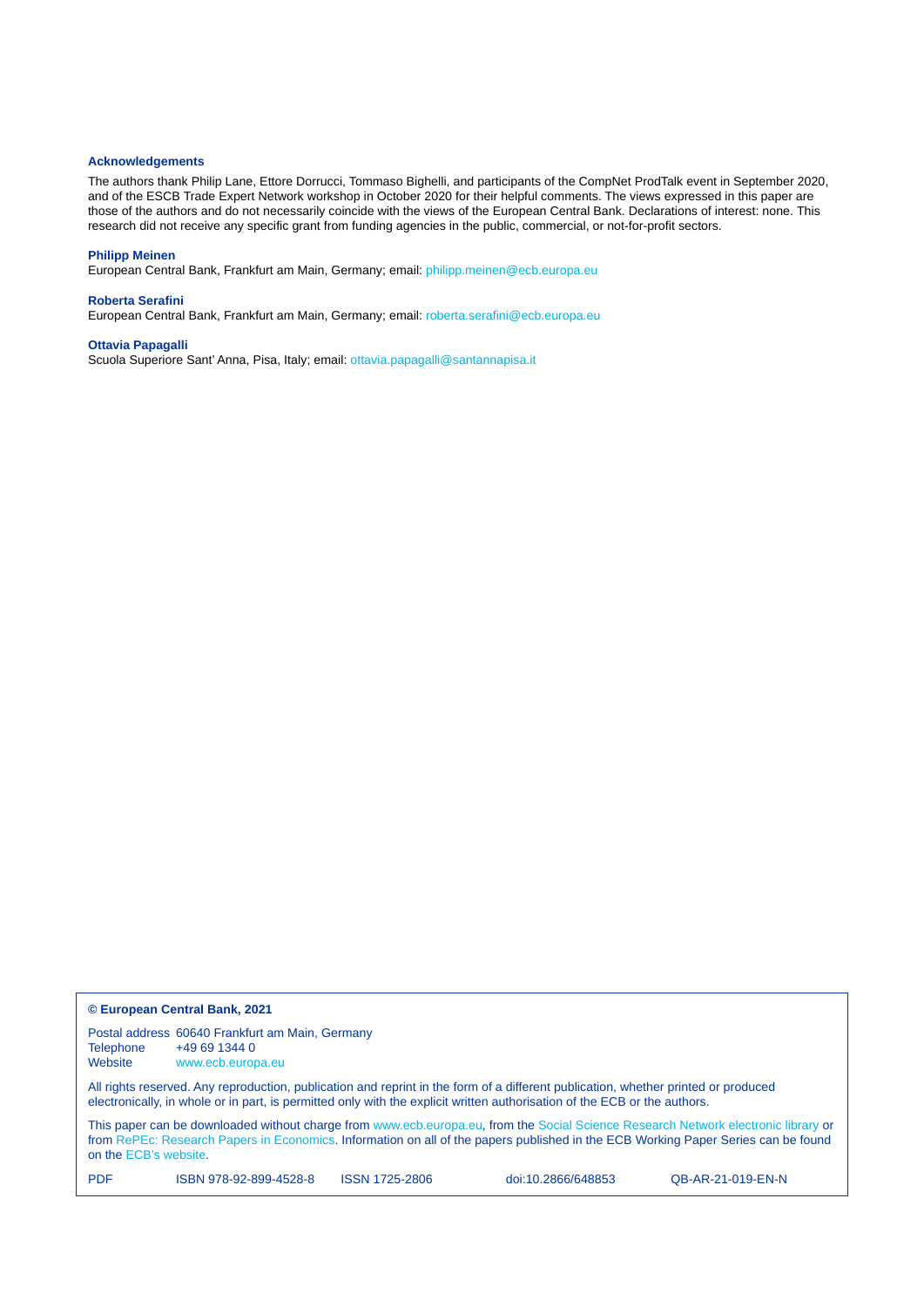### Acknowledgements

The authors thank Philip Lane, Ettore Dorrucci, Tommaso Bighelli, and participants of the CompNet ProdTalk event in September 2020, and of the ESCB Trade Expert Network workshop in October 2020 for their helpful comments. The views expressed in this paper are those of the authors and do not necessarily coincide with the views of the European Central Bank. Declarations of interest: none. This research did not receive any specific grant from funding agencies in the public, commercial, or not-for-profit sectors.

**Philipp Meinen**
European Central Bank, Frankfurt am Main, Germany; email: philipp.meinen@ecb.europa.eu

**Roberta Serafini**
European Central Bank, Frankfurt am Main, Germany; email: roberta.serafini@ecb.europa.eu

**Ottavia Papagalli**
Scuola Superiore Sant' Anna, Pisa, Italy; email: ottavia.papagalli@santannapisa.it

**© European Central Bank, 2021**

Postal address 60640 Frankfurt am Main, Germany
Telephone +49 69 1344 0
Website www.ecb.europa.eu

All rights reserved. Any reproduction, publication and reprint in the form of a different publication, whether printed or produced electronically, in whole or in part, is permitted only with the explicit written authorisation of the ECB or the authors.

This paper can be downloaded without charge from www.ecb.europa.eu, from the Social Science Research Network electronic library or from RePEc: Research Papers in Economics. Information on all of the papers published in the ECB Working Paper Series can be found on the ECB's website.

| | | | | |
|---|---|---|---|---|
| PDF | ISBN 978-92-899-4528-8 | ISSN 1725-2806 | doi:10.2866/648853 | QB-AR-21-019-EN-N |